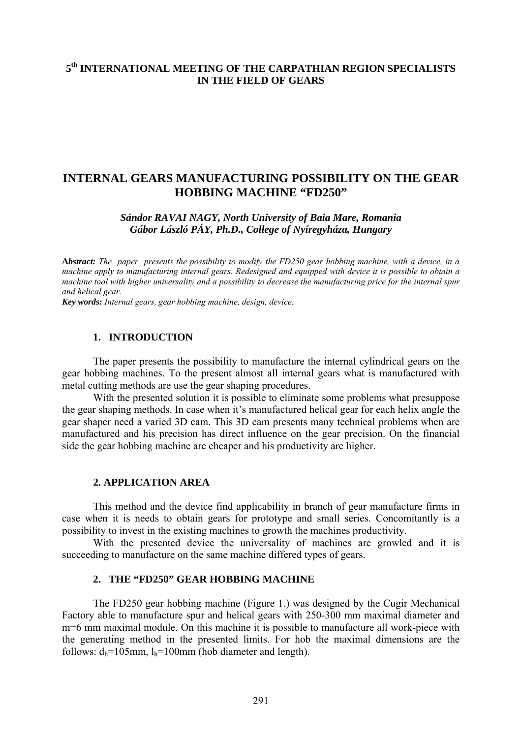**5th INTERNATIONAL MEETING OF THE CARPATHIAN REGION SPECIALISTS IN THE FIELD OF GEARS**

# INTERNAL GEARS MANUFACTURING POSSIBILITY ON THE GEAR HOBBING MACHINE "FD250"

***Sándor RAVAI NAGY, North University of Baia Mare, Romania***
***Gábor László PÁY, Ph.D., College of Nyíregyháza, Hungary***

**Abstract:** *The paper presents the possibility to modify the FD250 gear hobbing machine, with a device, in a machine apply to manufacturing internal gears. Redesigned and equipped with device it is possible to obtain a machine tool with higher universality and a possibility to decrease the manufacturing price for the internal spur and helical gear.*
***Key words:*** *Internal gears, gear hobbing machine, design, device.*

## 1. INTRODUCTION

The paper presents the possibility to manufacture the internal cylindrical gears on the gear hobbing machines. To the present almost all internal gears what is manufactured with metal cutting methods are use the gear shaping procedures.

With the presented solution it is possible to eliminate some problems what presuppose the gear shaping methods. In case when it's manufactured helical gear for each helix angle the gear shaper need a varied 3D cam. This 3D cam presents many technical problems when are manufactured and his precision has direct influence on the gear precision. On the financial side the gear hobbing machine are cheaper and his productivity are higher.

## 2. APPLICATION AREA

This method and the device find applicability in branch of gear manufacture firms in case when it is needs to obtain gears for prototype and small series. Concomitantly is a possibility to invest in the existing machines to growth the machines productivity.

With the presented device the universality of machines are growled and it is succeeding to manufacture on the same machine differed types of gears.

## 2. THE "FD250" GEAR HOBBING MACHINE

The FD250 gear hobbing machine (Figure 1.) was designed by the Cugir Mechanical Factory able to manufacture spur and helical gears with 250-300 mm maximal diameter and m=6 mm maximal module. On this machine it is possible to manufacture all work-piece with the generating method in the presented limits. For hob the maximal dimensions are the follows: $d_h$=105mm, $l_h$=100mm (hob diameter and length).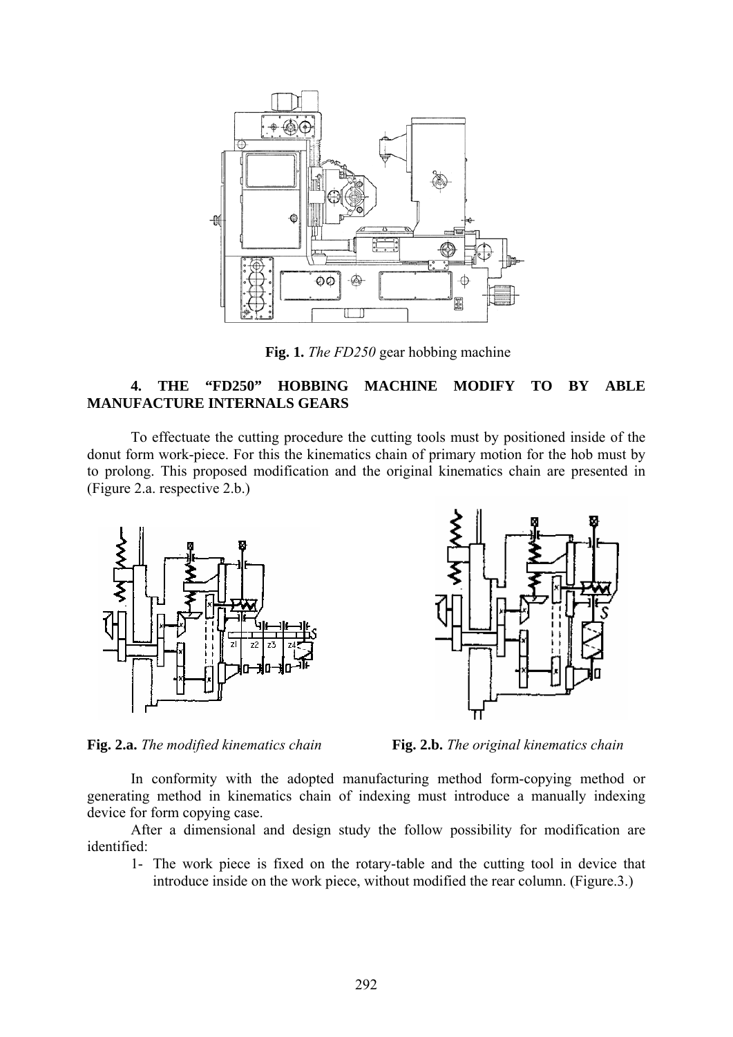**Fig. 1.** *The FD250* gear hobbing machine

### 4. THE "FD250" HOBBING MACHINE MODIFY TO BY ABLE MANUFACTURE INTERNALS GEARS

To effectuate the cutting procedure the cutting tools must by positioned inside of the donut form work-piece. For this the kinematics chain of primary motion for the hob must by to prolong. This proposed modification and the original kinematics chain are presented in (Figure 2.a. respective 2.b.)

**Fig. 2.a.** *The modified kinematics chain*

**Fig. 2.b.** *The original kinematics chain*

In conformity with the adopted manufacturing method form-copying method or generating method in kinematics chain of indexing must introduce a manually indexing device for form copying case.

After a dimensional and design study the follow possibility for modification are identified:

1- The work piece is fixed on the rotary-table and the cutting tool in device that introduce inside on the work piece, without modified the rear column. (Figure.3.)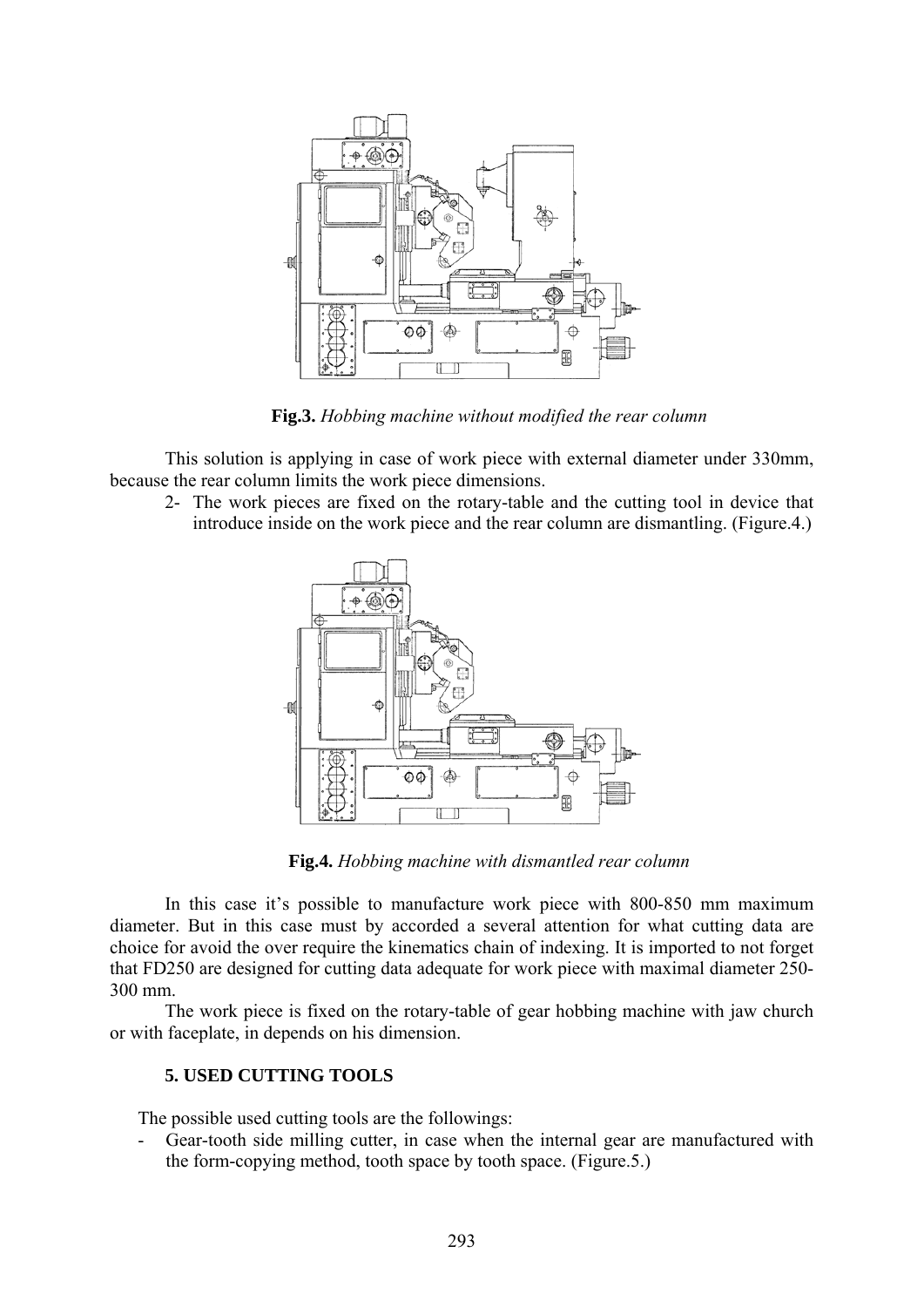**Fig.3.** *Hobbing machine without modified the rear column*

This solution is applying in case of work piece with external diameter under 330mm, because the rear column limits the work piece dimensions.

2- The work pieces are fixed on the rotary-table and the cutting tool in device that introduce inside on the work piece and the rear column are dismantling. (Figure.4.)

**Fig.4.** *Hobbing machine with dismantled rear column*

In this case it's possible to manufacture work piece with 800-850 mm maximum diameter. But in this case must by accorded a several attention for what cutting data are choice for avoid the over require the kinematics chain of indexing. It is imported to not forget that FD250 are designed for cutting data adequate for work piece with maximal diameter 250-300 mm.

The work piece is fixed on the rotary-table of gear hobbing machine with jaw church or with faceplate, in depends on his dimension.

## 5. USED CUTTING TOOLS

The possible used cutting tools are the followings:

- Gear-tooth side milling cutter, in case when the internal gear are manufactured with the form-copying method, tooth space by tooth space. (Figure.5.)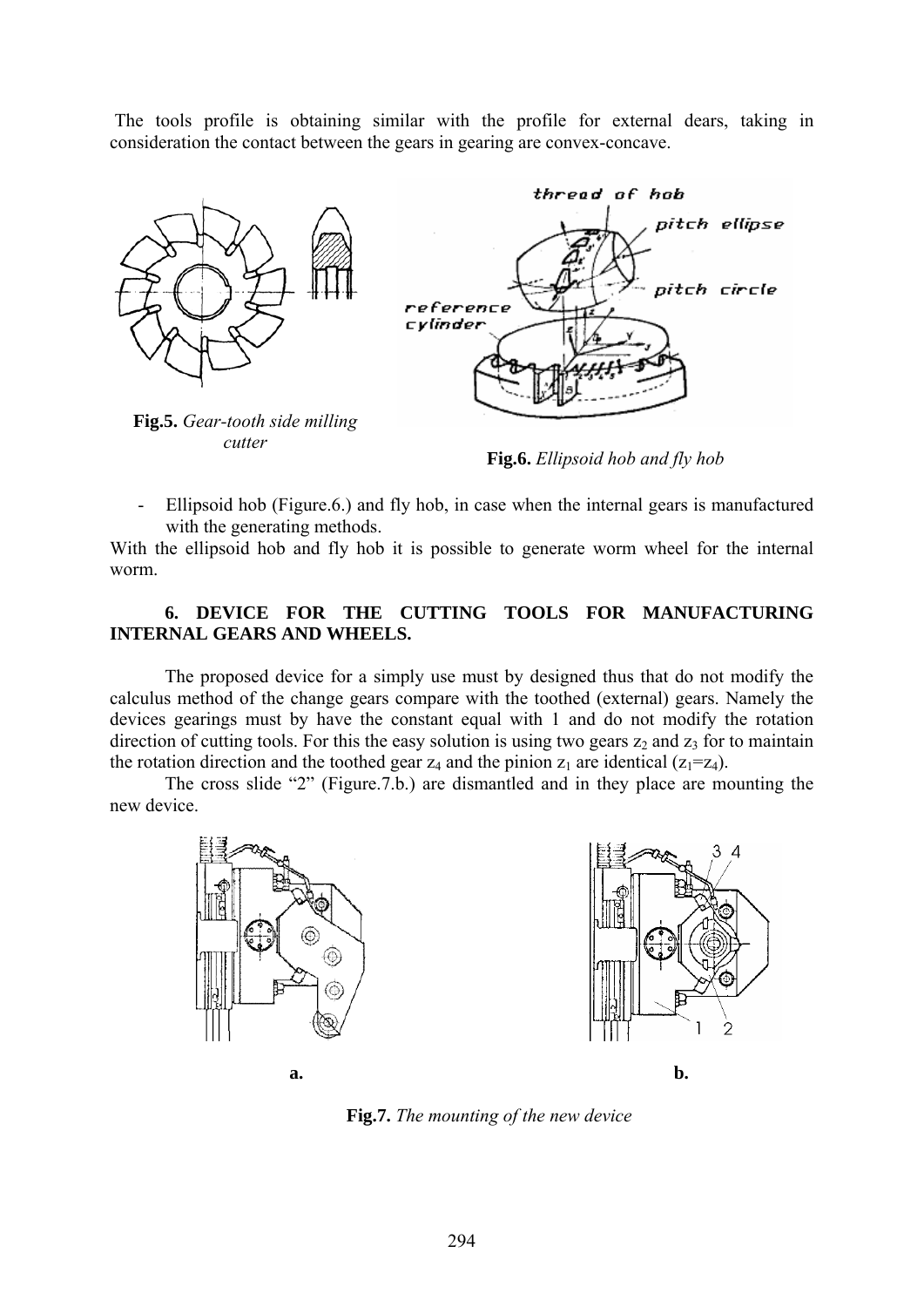The tools profile is obtaining similar with the profile for external dears, taking in consideration the contact between the gears in gearing are convex-concave.

**Fig.5.** *Gear-tooth side milling cutter*

**Fig.6.** *Ellipsoid hob and fly hob*

- Ellipsoid hob (Figure.6.) and fly hob, in case when the internal gears is manufactured with the generating methods.

With the ellipsoid hob and fly hob it is possible to generate worm wheel for the internal worm.

### 6. DEVICE FOR THE CUTTING TOOLS FOR MANUFACTURING INTERNAL GEARS AND WHEELS.

The proposed device for a simply use must by designed thus that do not modify the calculus method of the change gears compare with the toothed (external) gears. Namely the devices gearings must by have the constant equal with 1 and do not modify the rotation direction of cutting tools. For this the easy solution is using two gears $z_2$ and $z_3$ for to maintain the rotation direction and the toothed gear $z_4$ and the pinion $z_1$ are identical ($z_1$=$z_4$).

The cross slide "2" (Figure.7.b.) are dismantled and in they place are mounting the new device.

a. b.

**Fig.7.** *The mounting of the new device*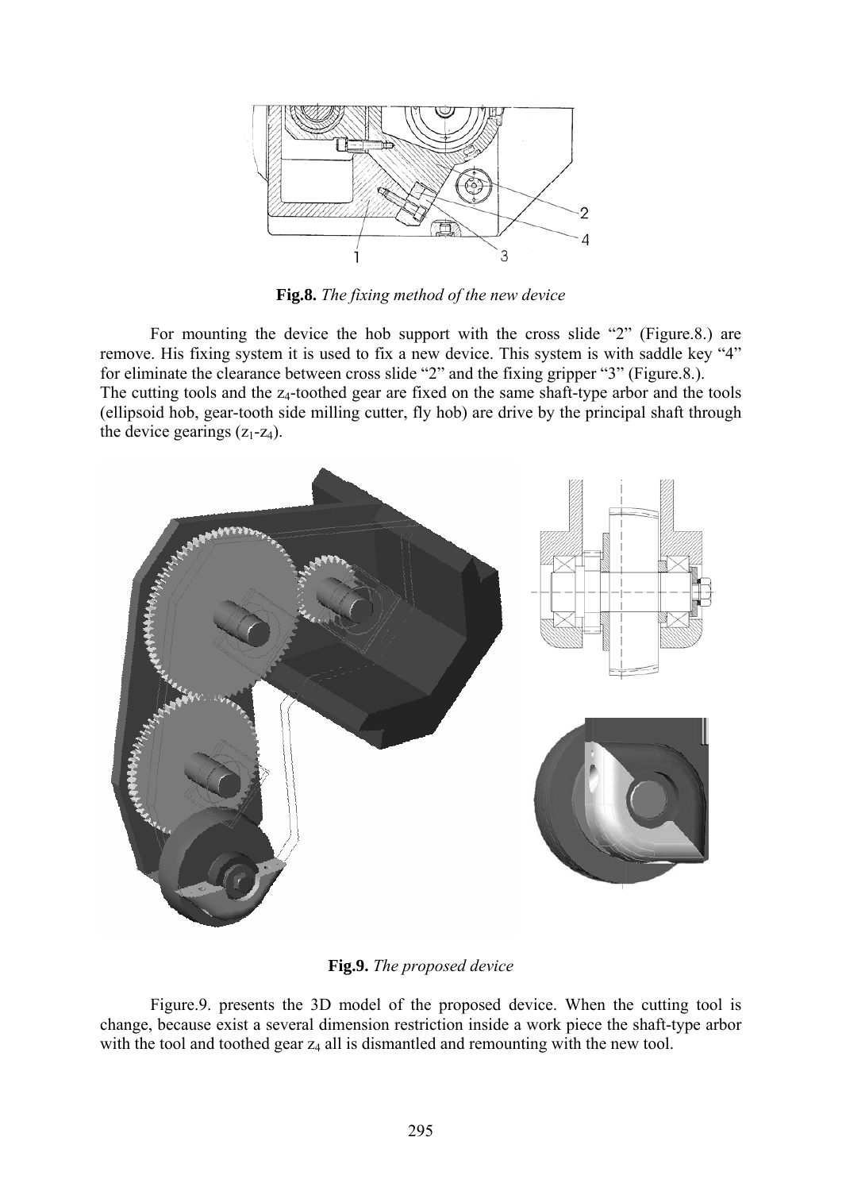**Fig.8.** *The fixing method of the new device*

For mounting the device the hob support with the cross slide "2" (Figure.8.) are remove. His fixing system it is used to fix a new device. This system is with saddle key "4" for eliminate the clearance between cross slide "2" and the fixing gripper "3" (Figure.8.).

The cutting tools and the $z_4$-toothed gear are fixed on the same shaft-type arbor and the tools (ellipsoid hob, gear-tooth side milling cutter, fly hob) are drive by the principal shaft through the device gearings ($z_1$-$z_4$).

**Fig.9.** *The proposed device*

Figure.9. presents the 3D model of the proposed device. When the cutting tool is change, because exist a several dimension restriction inside a work piece the shaft-type arbor with the tool and toothed gear $z_4$ all is dismantled and remounting with the new tool.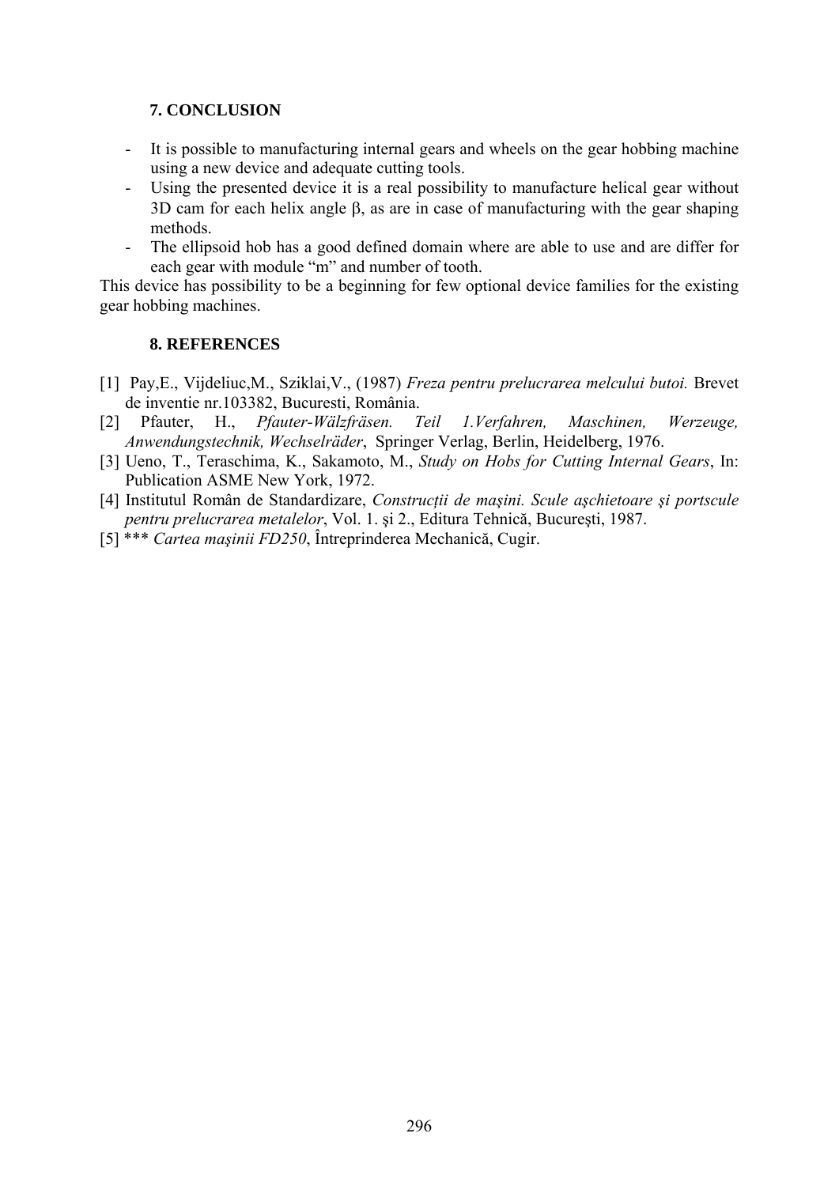## 7. CONCLUSION

- It is possible to manufacturing internal gears and wheels on the gear hobbing machine using a new device and adequate cutting tools.
- Using the presented device it is a real possibility to manufacture helical gear without 3D cam for each helix angle $\beta$, as are in case of manufacturing with the gear shaping methods.
- The ellipsoid hob has a good defined domain where are able to use and are differ for each gear with module "m" and number of tooth.

This device has possibility to be a beginning for few optional device families for the existing gear hobbing machines.

## 8. REFERENCES

[1] Pay,E., Vijdeliuc,M., Sziklai,V., (1987) *Freza pentru prelucrarea melcului butoi.* Brevet de inventie nr.103382, Bucuresti, România.

[2] Pfauter, H., *Pfauter-Wälzfräsen. Teil 1.Verfahren, Maschinen, Werzeuge, Anwendungstechnik, Wechselräder*, Springer Verlag, Berlin, Heidelberg, 1976.

[3] Ueno, T., Teraschima, K., Sakamoto, M., *Study on Hobs for Cutting Internal Gears*, In: Publication ASME New York, 1972.

[4] Institutul Român de Standardizare, *Construcţii de maşini. Scule aşchietoare şi portscule pentru prelucrarea metalelor*, Vol. 1. şi 2., Editura Tehnică, Bucureşti, 1987.

[5] *** *Cartea maşinii FD250*, Întreprinderea Mechanică, Cugir.